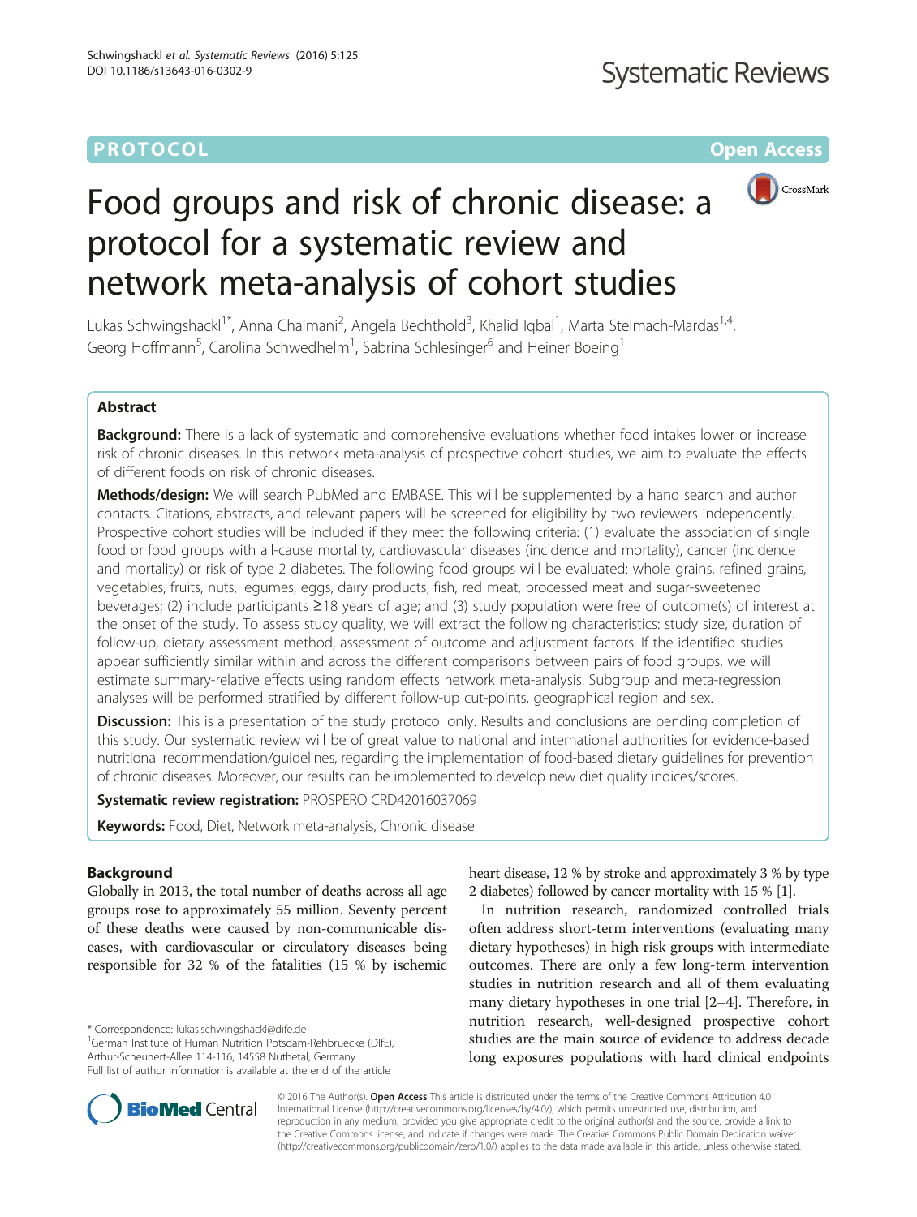**PROTOCOL** **Open Access**

# Food groups and risk of chronic disease: a protocol for a systematic review and network meta-analysis of cohort studies

Lukas Schwingshackl[1*], Anna Chaimani[2], Angela Bechthold[3], Khalid Iqbal[1], Marta Stelmach-Mardas[1,4], Georg Hoffmann[5], Carolina Schwedhelm[1], Sabrina Schlesinger[6] and Heiner Boeing[1]

## Abstract

**Background:** There is a lack of systematic and comprehensive evaluations whether food intakes lower or increase risk of chronic diseases. In this network meta-analysis of prospective cohort studies, we aim to evaluate the effects of different foods on risk of chronic diseases.

**Methods/design:** We will search PubMed and EMBASE. This will be supplemented by a hand search and author contacts. Citations, abstracts, and relevant papers will be screened for eligibility by two reviewers independently. Prospective cohort studies will be included if they meet the following criteria: (1) evaluate the association of single food or food groups with all-cause mortality, cardiovascular diseases (incidence and mortality), cancer (incidence and mortality) or risk of type 2 diabetes. The following food groups will be evaluated: whole grains, refined grains, vegetables, fruits, nuts, legumes, eggs, dairy products, fish, red meat, processed meat and sugar-sweetened beverages; (2) include participants ≥18 years of age; and (3) study population were free of outcome(s) of interest at the onset of the study. To assess study quality, we will extract the following characteristics: study size, duration of follow-up, dietary assessment method, assessment of outcome and adjustment factors. If the identified studies appear sufficiently similar within and across the different comparisons between pairs of food groups, we will estimate summary-relative effects using random effects network meta-analysis. Subgroup and meta-regression analyses will be performed stratified by different follow-up cut-points, geographical region and sex.

**Discussion:** This is a presentation of the study protocol only. Results and conclusions are pending completion of this study. Our systematic review will be of great value to national and international authorities for evidence-based nutritional recommendation/guidelines, regarding the implementation of food-based dietary guidelines for prevention of chronic diseases. Moreover, our results can be implemented to develop new diet quality indices/scores.

**Systematic review registration:** PROSPERO CRD42016037069

**Keywords:** Food, Diet, Network meta-analysis, Chronic disease

## Background

Globally in 2013, the total number of deaths across all age groups rose to approximately 55 million. Seventy percent of these deaths were caused by non-communicable diseases, with cardiovascular or circulatory diseases being responsible for 32 % of the fatalities (15 % by ischemic heart disease, 12 % by stroke and approximately 3 % by type 2 diabetes) followed by cancer mortality with 15 % [1].

In nutrition research, randomized controlled trials often address short-term interventions (evaluating many dietary hypotheses) in high risk groups with intermediate outcomes. There are only a few long-term intervention studies in nutrition research and all of them evaluating many dietary hypotheses in one trial [2–4]. Therefore, in nutrition research, well-designed prospective cohort studies are the main source of evidence to address decade long exposures populations with hard clinical endpoints

\* Correspondence: lukas.schwingshackl@dife.de
[1]German Institute of Human Nutrition Potsdam-Rehbruecke (DIfE), Arthur-Scheunert-Allee 114-116, 14558 Nuthetal, Germany
Full list of author information is available at the end of the article

© 2016 The Author(s). **Open Access** This article is distributed under the terms of the Creative Commons Attribution 4.0 International License (http://creativecommons.org/licenses/by/4.0/), which permits unrestricted use, distribution, and reproduction in any medium, provided you give appropriate credit to the original author(s) and the source, provide a link to the Creative Commons license, and indicate if changes were made. The Creative Commons Public Domain Dedication waiver (http://creativecommons.org/publicdomain/zero/1.0/) applies to the data made available in this article, unless otherwise stated.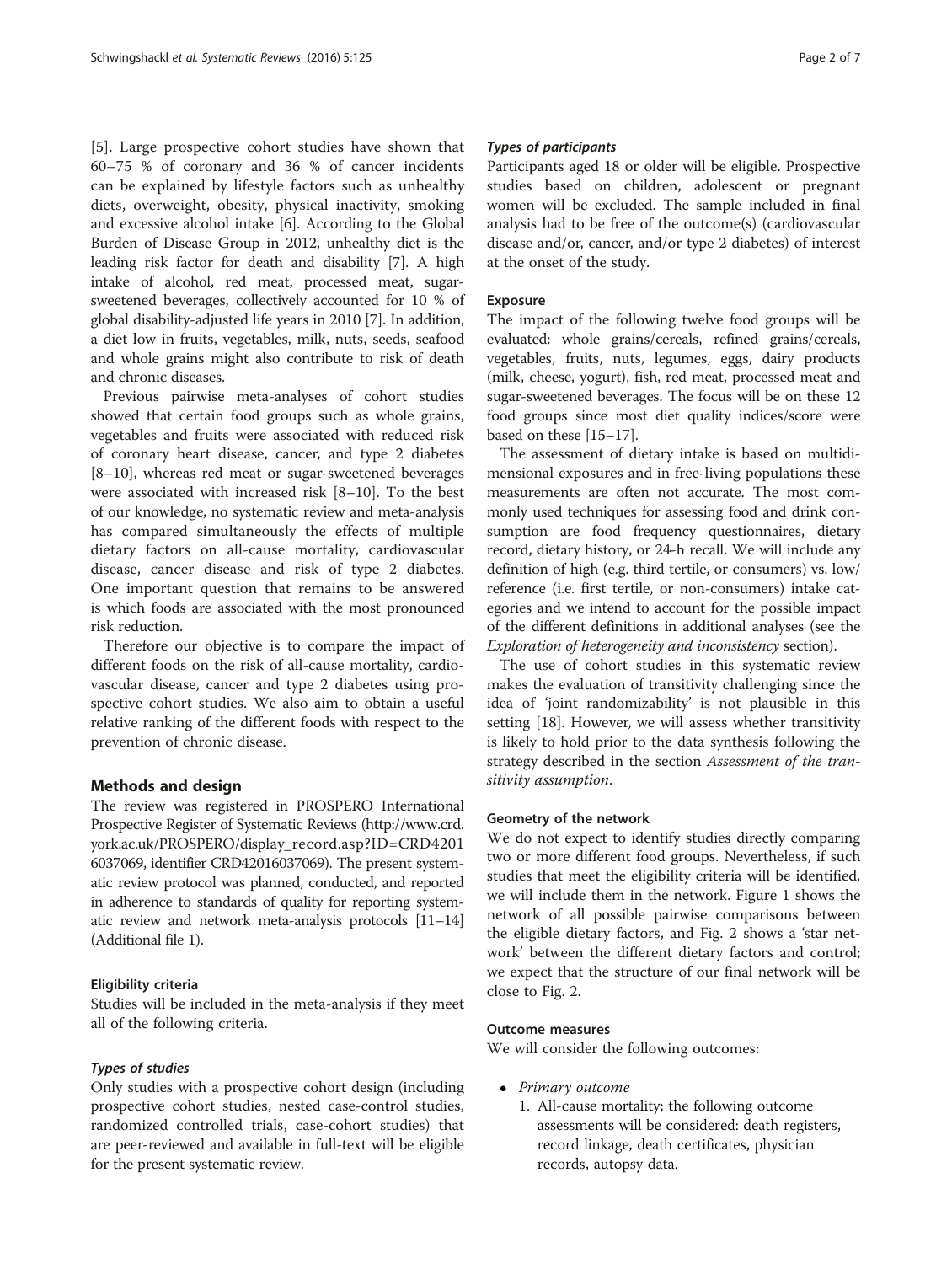[5]. Large prospective cohort studies have shown that 60–75 % of coronary and 36 % of cancer incidents can be explained by lifestyle factors such as unhealthy diets, overweight, obesity, physical inactivity, smoking and excessive alcohol intake [6]. According to the Global Burden of Disease Group in 2012, unhealthy diet is the leading risk factor for death and disability [7]. A high intake of alcohol, red meat, processed meat, sugar-sweetened beverages, collectively accounted for 10 % of global disability-adjusted life years in 2010 [7]. In addition, a diet low in fruits, vegetables, milk, nuts, seeds, seafood and whole grains might also contribute to risk of death and chronic diseases.

Previous pairwise meta-analyses of cohort studies showed that certain food groups such as whole grains, vegetables and fruits were associated with reduced risk of coronary heart disease, cancer, and type 2 diabetes [8–10], whereas red meat or sugar-sweetened beverages were associated with increased risk [8–10]. To the best of our knowledge, no systematic review and meta-analysis has compared simultaneously the effects of multiple dietary factors on all-cause mortality, cardiovascular disease, cancer disease and risk of type 2 diabetes. One important question that remains to be answered is which foods are associated with the most pronounced risk reduction.

Therefore our objective is to compare the impact of different foods on the risk of all-cause mortality, cardiovascular disease, cancer and type 2 diabetes using prospective cohort studies. We also aim to obtain a useful relative ranking of the different foods with respect to the prevention of chronic disease.

## Methods and design

The review was registered in PROSPERO International Prospective Register of Systematic Reviews (http://www.crd.york.ac.uk/PROSPERO/display_record.asp?ID=CRD42016037069, identifier CRD42016037069). The present systematic review protocol was planned, conducted, and reported in adherence to standards of quality for reporting systematic review and network meta-analysis protocols [11–14] (Additional file 1).

### Eligibility criteria

Studies will be included in the meta-analysis if they meet all of the following criteria.

#### *Types of studies*

Only studies with a prospective cohort design (including prospective cohort studies, nested case-control studies, randomized controlled trials, case-cohort studies) that are peer-reviewed and available in full-text will be eligible for the present systematic review.

#### *Types of participants*

Participants aged 18 or older will be eligible. Prospective studies based on children, adolescent or pregnant women will be excluded. The sample included in final analysis had to be free of the outcome(s) (cardiovascular disease and/or, cancer, and/or type 2 diabetes) of interest at the onset of the study.

### Exposure

The impact of the following twelve food groups will be evaluated: whole grains/cereals, refined grains/cereals, vegetables, fruits, nuts, legumes, eggs, dairy products (milk, cheese, yogurt), fish, red meat, processed meat and sugar-sweetened beverages. The focus will be on these 12 food groups since most diet quality indices/score were based on these [15–17].

The assessment of dietary intake is based on multidimensional exposures and in free-living populations these measurements are often not accurate. The most commonly used techniques for assessing food and drink consumption are food frequency questionnaires, dietary record, dietary history, or 24-h recall. We will include any definition of high (e.g. third tertile, or consumers) vs. low/reference (i.e. first tertile, or non-consumers) intake categories and we intend to account for the possible impact of the different definitions in additional analyses (see the *Exploration of heterogeneity and inconsistency* section).

The use of cohort studies in this systematic review makes the evaluation of transitivity challenging since the idea of 'joint randomizability' is not plausible in this setting [18]. However, we will assess whether transitivity is likely to hold prior to the data synthesis following the strategy described in the section *Assessment of the transitivity assumption*.

### Geometry of the network

We do not expect to identify studies directly comparing two or more different food groups. Nevertheless, if such studies that meet the eligibility criteria will be identified, we will include them in the network. Figure 1 shows the network of all possible pairwise comparisons between the eligible dietary factors, and Fig. 2 shows a 'star network' between the different dietary factors and control; we expect that the structure of our final network will be close to Fig. 2.

### Outcome measures

We will consider the following outcomes:

- *Primary outcome*
  1. All-cause mortality; the following outcome assessments will be considered: death registers, record linkage, death certificates, physician records, autopsy data.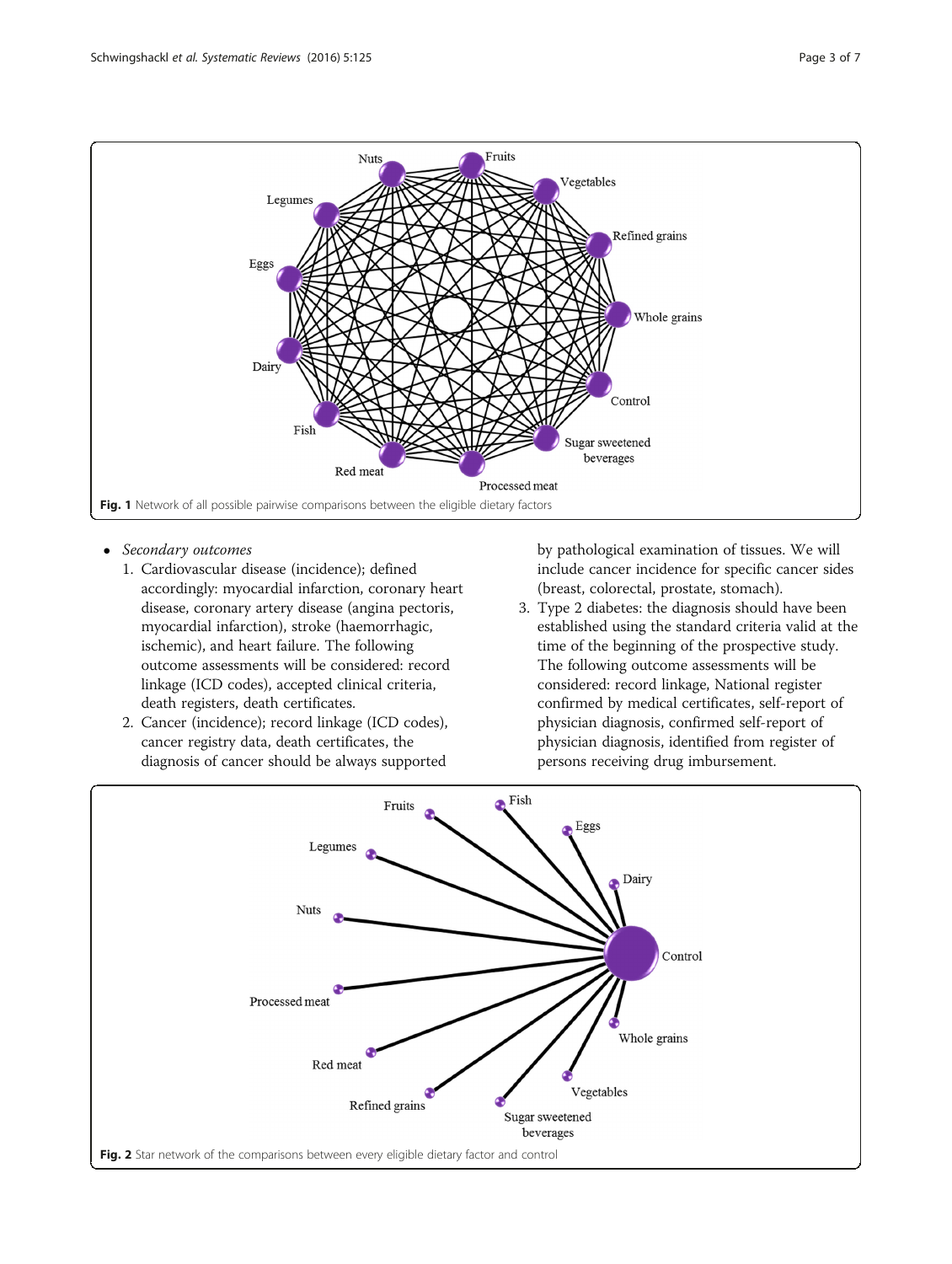Fig. 1 Network of all possible pairwise comparisons between the eligible dietary factors

- *Secondary outcomes*
  1. Cardiovascular disease (incidence); defined accordingly: myocardial infarction, coronary heart disease, coronary artery disease (angina pectoris, myocardial infarction), stroke (haemorrhagic, ischemic), and heart failure. The following outcome assessments will be considered: record linkage (ICD codes), accepted clinical criteria, death registers, death certificates.
  2. Cancer (incidence); record linkage (ICD codes), cancer registry data, death certificates, the diagnosis of cancer should be always supported by pathological examination of tissues. We will include cancer incidence for specific cancer sides (breast, colorectal, prostate, stomach).
  3. Type 2 diabetes: the diagnosis should have been established using the standard criteria valid at the time of the beginning of the prospective study. The following outcome assessments will be considered: record linkage, National register confirmed by medical certificates, self-report of physician diagnosis, confirmed self-report of physician diagnosis, identified from register of persons receiving drug imbursement.

Fig. 2 Star network of the comparisons between every eligible dietary factor and control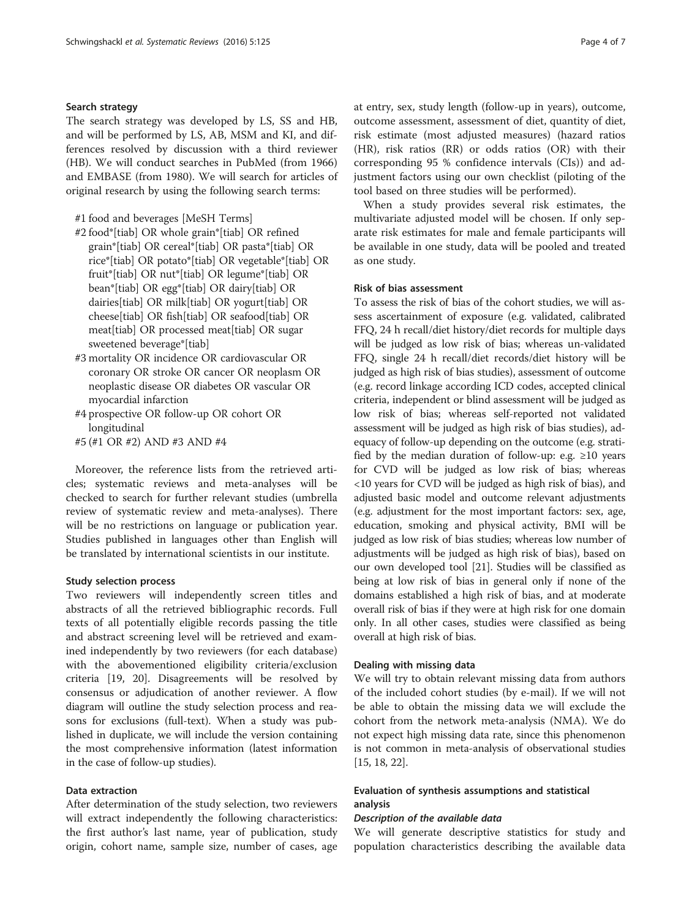### Search strategy

The search strategy was developed by LS, SS and HB, and will be performed by LS, AB, MSM and KI, and differences resolved by discussion with a third reviewer (HB). We will conduct searches in PubMed (from 1966) and EMBASE (from 1980). We will search for articles of original research by using the following search terms:

#1 food and beverages [MeSH Terms]

#2 food*[tiab] OR whole grain*[tiab] OR refined grain*[tiab] OR cereal*[tiab] OR pasta*[tiab] OR rice*[tiab] OR potato*[tiab] OR vegetable*[tiab] OR fruit*[tiab] OR nut*[tiab] OR legume*[tiab] OR bean*[tiab] OR egg*[tiab] OR dairy[tiab] OR dairies[tiab] OR milk[tiab] OR yogurt[tiab] OR cheese[tiab] OR fish[tiab] OR seafood[tiab] OR meat[tiab] OR processed meat[tiab] OR sugar sweetened beverage*[tiab]

#3 mortality OR incidence OR cardiovascular OR coronary OR stroke OR cancer OR neoplasm OR neoplastic disease OR diabetes OR vascular OR myocardial infarction

#4 prospective OR follow-up OR cohort OR longitudinal

#5 (#1 OR #2) AND #3 AND #4

Moreover, the reference lists from the retrieved articles; systematic reviews and meta-analyses will be checked to search for further relevant studies (umbrella review of systematic review and meta-analyses). There will be no restrictions on language or publication year. Studies published in languages other than English will be translated by international scientists in our institute.

### Study selection process

Two reviewers will independently screen titles and abstracts of all the retrieved bibliographic records. Full texts of all potentially eligible records passing the title and abstract screening level will be retrieved and examined independently by two reviewers (for each database) with the abovementioned eligibility criteria/exclusion criteria [19, 20]. Disagreements will be resolved by consensus or adjudication of another reviewer. A flow diagram will outline the study selection process and reasons for exclusions (full-text). When a study was published in duplicate, we will include the version containing the most comprehensive information (latest information in the case of follow-up studies).

### Data extraction

After determination of the study selection, two reviewers will extract independently the following characteristics: the first author's last name, year of publication, study origin, cohort name, sample size, number of cases, age at entry, sex, study length (follow-up in years), outcome, outcome assessment, assessment of diet, quantity of diet, risk estimate (most adjusted measures) (hazard ratios (HR), risk ratios (RR) or odds ratios (OR) with their corresponding 95 % confidence intervals (CIs)) and adjustment factors using our own checklist (piloting of the tool based on three studies will be performed).

When a study provides several risk estimates, the multivariate adjusted model will be chosen. If only separate risk estimates for male and female participants will be available in one study, data will be pooled and treated as one study.

### Risk of bias assessment

To assess the risk of bias of the cohort studies, we will assess ascertainment of exposure (e.g. validated, calibrated FFQ, 24 h recall/diet history/diet records for multiple days will be judged as low risk of bias; whereas un-validated FFQ, single 24 h recall/diet records/diet history will be judged as high risk of bias studies), assessment of outcome (e.g. record linkage according ICD codes, accepted clinical criteria, independent or blind assessment will be judged as low risk of bias; whereas self-reported not validated assessment will be judged as high risk of bias studies), adequacy of follow-up depending on the outcome (e.g. stratified by the median duration of follow-up: e.g. ≥10 years for CVD will be judged as low risk of bias; whereas <10 years for CVD will be judged as high risk of bias), and adjusted basic model and outcome relevant adjustments (e.g. adjustment for the most important factors: sex, age, education, smoking and physical activity, BMI will be judged as low risk of bias studies; whereas low number of adjustments will be judged as high risk of bias), based on our own developed tool [21]. Studies will be classified as being at low risk of bias in general only if none of the domains established a high risk of bias, and at moderate overall risk of bias if they were at high risk for one domain only. In all other cases, studies were classified as being overall at high risk of bias.

### Dealing with missing data

We will try to obtain relevant missing data from authors of the included cohort studies (by e-mail). If we will not be able to obtain the missing data we will exclude the cohort from the network meta-analysis (NMA). We do not expect high missing data rate, since this phenomenon is not common in meta-analysis of observational studies [15, 18, 22].

### Evaluation of synthesis assumptions and statistical analysis

#### *Description of the available data*

We will generate descriptive statistics for study and population characteristics describing the available data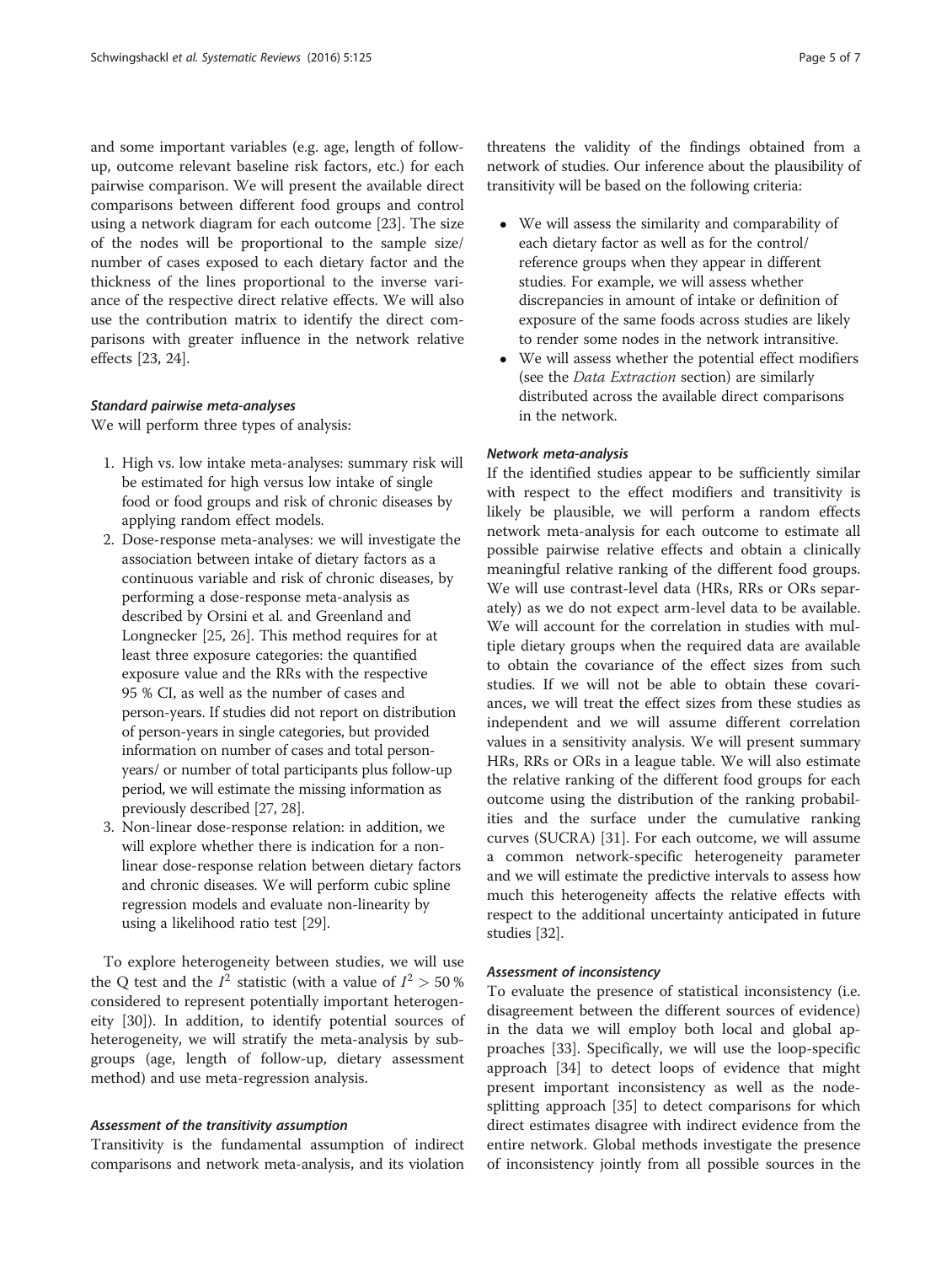and some important variables (e.g. age, length of follow-up, outcome relevant baseline risk factors, etc.) for each pairwise comparison. We will present the available direct comparisons between different food groups and control using a network diagram for each outcome [23]. The size of the nodes will be proportional to the sample size/number of cases exposed to each dietary factor and the thickness of the lines proportional to the inverse variance of the respective direct relative effects. We will also use the contribution matrix to identify the direct comparisons with greater influence in the network relative effects [23, 24].

#### *Standard pairwise meta-analyses*

We will perform three types of analysis:

1. High vs. low intake meta-analyses: summary risk will be estimated for high versus low intake of single food or food groups and risk of chronic diseases by applying random effect models.
2. Dose-response meta-analyses: we will investigate the association between intake of dietary factors as a continuous variable and risk of chronic diseases, by performing a dose-response meta-analysis as described by Orsini et al. and Greenland and Longnecker [25, 26]. This method requires for at least three exposure categories: the quantified exposure value and the RRs with the respective 95 % CI, as well as the number of cases and person-years. If studies did not report on distribution of person-years in single categories, but provided information on number of cases and total person-years/ or number of total participants plus follow-up period, we will estimate the missing information as previously described [27, 28].
3. Non-linear dose-response relation: in addition, we will explore whether there is indication for a non-linear dose-response relation between dietary factors and chronic diseases. We will perform cubic spline regression models and evaluate non-linearity by using a likelihood ratio test [29].

To explore heterogeneity between studies, we will use the Q test and the $I^2$ statistic (with a value of $I^2 > 50\,\%$ considered to represent potentially important heterogeneity [30]). In addition, to identify potential sources of heterogeneity, we will stratify the meta-analysis by subgroups (age, length of follow-up, dietary assessment method) and use meta-regression analysis.

#### *Assessment of the transitivity assumption*

Transitivity is the fundamental assumption of indirect comparisons and network meta-analysis, and its violation threatens the validity of the findings obtained from a network of studies. Our inference about the plausibility of transitivity will be based on the following criteria:

- We will assess the similarity and comparability of each dietary factor as well as for the control/reference groups when they appear in different studies. For example, we will assess whether discrepancies in amount of intake or definition of exposure of the same foods across studies are likely to render some nodes in the network intransitive.
- We will assess whether the potential effect modifiers (see the *Data Extraction* section) are similarly distributed across the available direct comparisons in the network.

#### *Network meta-analysis*

If the identified studies appear to be sufficiently similar with respect to the effect modifiers and transitivity is likely be plausible, we will perform a random effects network meta-analysis for each outcome to estimate all possible pairwise relative effects and obtain a clinically meaningful relative ranking of the different food groups. We will use contrast-level data (HRs, RRs or ORs separately) as we do not expect arm-level data to be available. We will account for the correlation in studies with multiple dietary groups when the required data are available to obtain the covariance of the effect sizes from such studies. If we will not be able to obtain these covariances, we will treat the effect sizes from these studies as independent and we will assume different correlation values in a sensitivity analysis. We will present summary HRs, RRs or ORs in a league table. We will also estimate the relative ranking of the different food groups for each outcome using the distribution of the ranking probabilities and the surface under the cumulative ranking curves (SUCRA) [31]. For each outcome, we will assume a common network-specific heterogeneity parameter and we will estimate the predictive intervals to assess how much this heterogeneity affects the relative effects with respect to the additional uncertainty anticipated in future studies [32].

#### *Assessment of inconsistency*

To evaluate the presence of statistical inconsistency (i.e. disagreement between the different sources of evidence) in the data we will employ both local and global approaches [33]. Specifically, we will use the loop-specific approach [34] to detect loops of evidence that might present important inconsistency as well as the node-splitting approach [35] to detect comparisons for which direct estimates disagree with indirect evidence from the entire network. Global methods investigate the presence of inconsistency jointly from all possible sources in the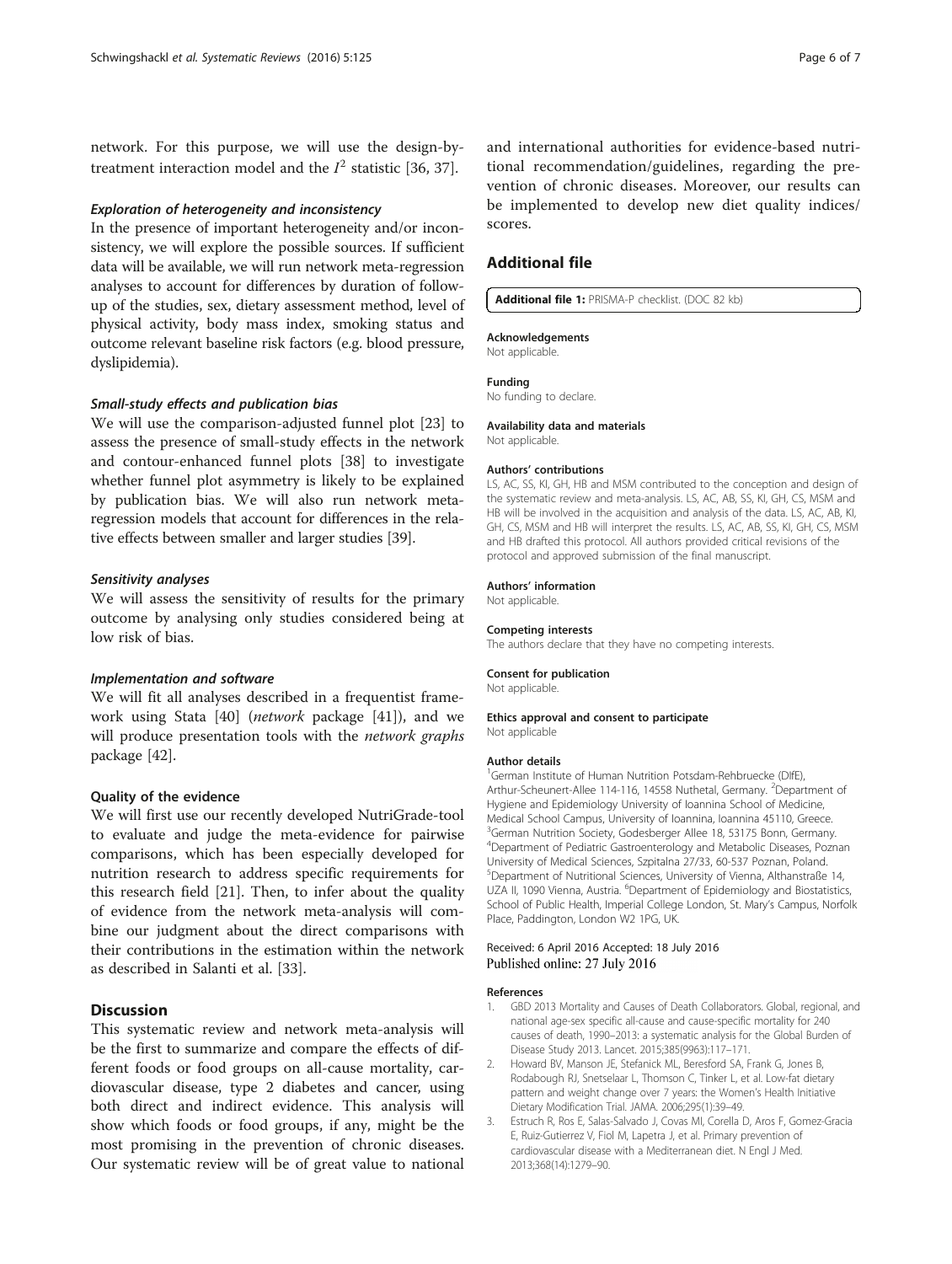network. For this purpose, we will use the design-by-treatment interaction model and the $I^2$ statistic [36, 37].

#### *Exploration of heterogeneity and inconsistency*

In the presence of important heterogeneity and/or inconsistency, we will explore the possible sources. If sufficient data will be available, we will run network meta-regression analyses to account for differences by duration of follow-up of the studies, sex, dietary assessment method, level of physical activity, body mass index, smoking status and outcome relevant baseline risk factors (e.g. blood pressure, dyslipidemia).

#### *Small-study effects and publication bias*

We will use the comparison-adjusted funnel plot [23] to assess the presence of small-study effects in the network and contour-enhanced funnel plots [38] to investigate whether funnel plot asymmetry is likely to be explained by publication bias. We will also run network meta-regression models that account for differences in the relative effects between smaller and larger studies [39].

#### *Sensitivity analyses*

We will assess the sensitivity of results for the primary outcome by analysing only studies considered being at low risk of bias.

#### *Implementation and software*

We will fit all analyses described in a frequentist framework using Stata [40] (*network* package [41]), and we will produce presentation tools with the *network graphs* package [42].

### Quality of the evidence

We will first use our recently developed NutriGrade-tool to evaluate and judge the meta-evidence for pairwise comparisons, which has been especially developed for nutrition research to address specific requirements for this research field [21]. Then, to infer about the quality of evidence from the network meta-analysis will combine our judgment about the direct comparisons with their contributions in the estimation within the network as described in Salanti et al. [33].

## Discussion

This systematic review and network meta-analysis will be the first to summarize and compare the effects of different foods or food groups on all-cause mortality, cardiovascular disease, type 2 diabetes and cancer, using both direct and indirect evidence. This analysis will show which foods or food groups, if any, might be the most promising in the prevention of chronic diseases. Our systematic review will be of great value to national and international authorities for evidence-based nutritional recommendation/guidelines, regarding the prevention of chronic diseases. Moreover, our results can be implemented to develop new diet quality indices/scores.

## Additional file

**Additional file 1:** PRISMA-P checklist. (DOC 82 kb)

#### Acknowledgements
Not applicable.

#### Funding
No funding to declare.

#### Availability data and materials
Not applicable.

#### Authors' contributions
LS, AC, SS, KI, GH, HB and MSM contributed to the conception and design of the systematic review and meta-analysis. LS, AC, AB, SS, KI, GH, CS, MSM and HB will be involved in the acquisition and analysis of the data. LS, AC, AB, KI, GH, CS, MSM and HB will interpret the results. LS, AC, AB, SS, KI, GH, CS, MSM and HB drafted this protocol. All authors provided critical revisions of the protocol and approved submission of the final manuscript.

#### Authors' information
Not applicable.

#### Competing interests
The authors declare that they have no competing interests.

#### Consent for publication
Not applicable.

#### Ethics approval and consent to participate
Not applicable

#### Author details
[1]German Institute of Human Nutrition Potsdam-Rehbruecke (DIfE), Arthur-Scheunert-Allee 114-116, 14558 Nuthetal, Germany. [2]Department of Hygiene and Epidemiology University of Ioannina School of Medicine, Medical School Campus, University of Ioannina, Ioannina 45110, Greece. [3]German Nutrition Society, Godesberger Allee 18, 53175 Bonn, Germany. [4]Department of Pediatric Gastroenterology and Metabolic Diseases, Poznan University of Medical Sciences, Szpitalna 27/33, 60-537 Poznan, Poland. [5]Department of Nutritional Sciences, University of Vienna, Althanstraße 14, UZA II, 1090 Vienna, Austria. [6]Department of Epidemiology and Biostatistics, School of Public Health, Imperial College London, St. Mary's Campus, Norfolk Place, Paddington, London W2 1PG, UK.

Received: 6 April 2016 Accepted: 18 July 2016
Published online: 27 July 2016

#### References
1. GBD 2013 Mortality and Causes of Death Collaborators. Global, regional, and national age-sex specific all-cause and cause-specific mortality for 240 causes of death, 1990–2013: a systematic analysis for the Global Burden of Disease Study 2013. Lancet. 2015;385(9963):117–171.
2. Howard BV, Manson JE, Stefanick ML, Beresford SA, Frank G, Jones B, Rodabough RJ, Snetselaar L, Thomson C, Tinker L, et al. Low-fat dietary pattern and weight change over 7 years: the Women's Health Initiative Dietary Modification Trial. JAMA. 2006;295(1):39–49.
3. Estruch R, Ros E, Salas-Salvado J, Covas MI, Corella D, Aros F, Gomez-Gracia E, Ruiz-Gutierrez V, Fiol M, Lapetra J, et al. Primary prevention of cardiovascular disease with a Mediterranean diet. N Engl J Med. 2013;368(14):1279–90.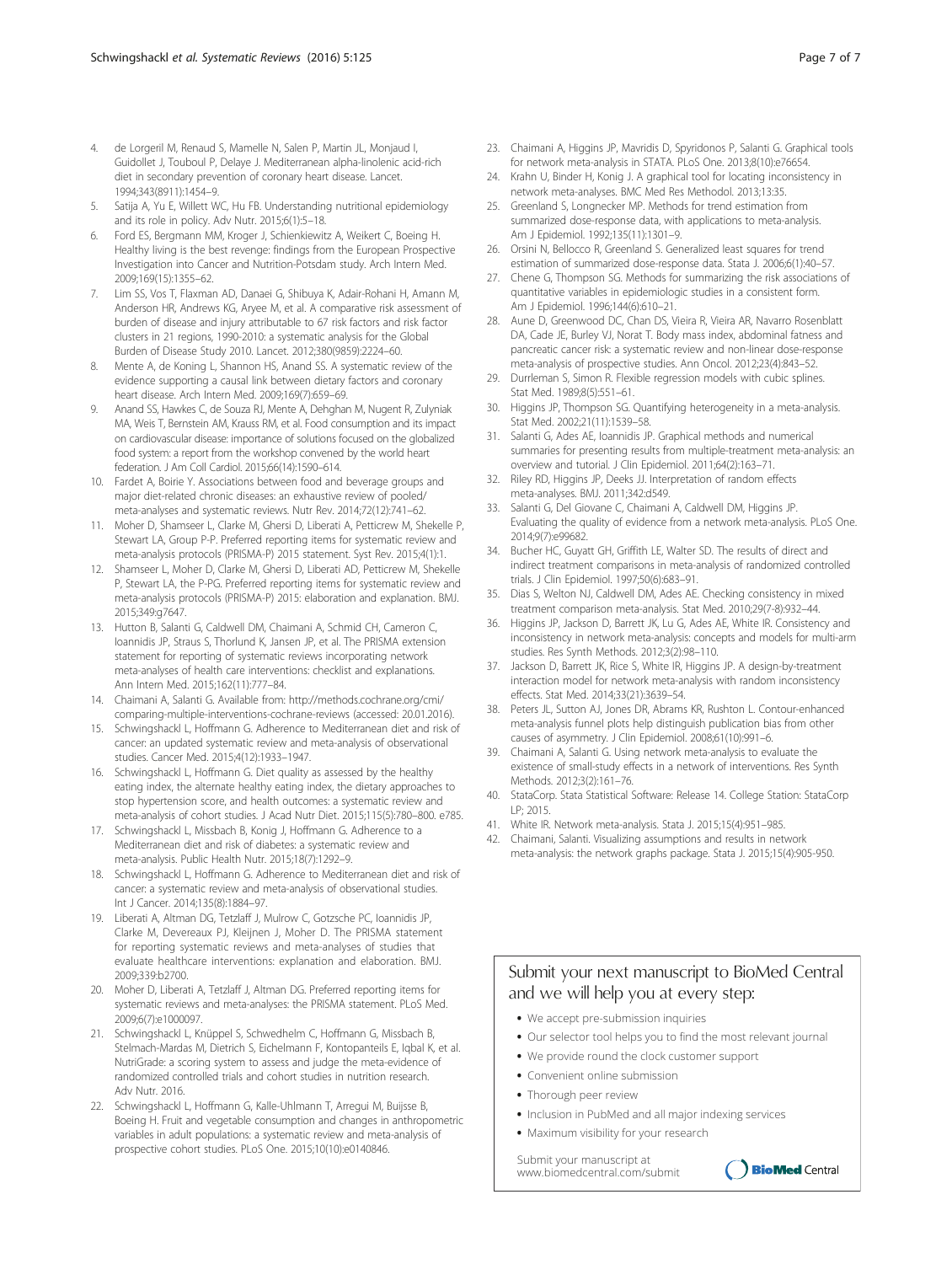4. de Lorgeril M, Renaud S, Mamelle N, Salen P, Martin JL, Monjaud I, Guidollet J, Touboul P, Delaye J. Mediterranean alpha-linolenic acid-rich diet in secondary prevention of coronary heart disease. Lancet. 1994;343(8911):1454–9.
5. Satija A, Yu E, Willett WC, Hu FB. Understanding nutritional epidemiology and its role in policy. Adv Nutr. 2015;6(1):5–18.
6. Ford ES, Bergmann MM, Kroger J, Schienkiewitz A, Weikert C, Boeing H. Healthy living is the best revenge: findings from the European Prospective Investigation into Cancer and Nutrition-Potsdam study. Arch Intern Med. 2009;169(15):1355–62.
7. Lim SS, Vos T, Flaxman AD, Danaei G, Shibuya K, Adair-Rohani H, Amann M, Anderson HR, Andrews KG, Aryee M, et al. A comparative risk assessment of burden of disease and injury attributable to 67 risk factors and risk factor clusters in 21 regions, 1990-2010: a systematic analysis for the Global Burden of Disease Study 2010. Lancet. 2012;380(9859):2224–60.
8. Mente A, de Koning L, Shannon HS, Anand SS. A systematic review of the evidence supporting a causal link between dietary factors and coronary heart disease. Arch Intern Med. 2009;169(7):659–69.
9. Anand SS, Hawkes C, de Souza RJ, Mente A, Dehghan M, Nugent R, Zulyniak MA, Weis T, Bernstein AM, Krauss RM, et al. Food consumption and its impact on cardiovascular disease: importance of solutions focused on the globalized food system: a report from the workshop convened by the world heart federation. J Am Coll Cardiol. 2015;66(14):1590–614.
10. Fardet A, Boirie Y. Associations between food and beverage groups and major diet-related chronic diseases: an exhaustive review of pooled/ meta-analyses and systematic reviews. Nutr Rev. 2014;72(12):741–62.
11. Moher D, Shamseer L, Clarke M, Ghersi D, Liberati A, Petticrew M, Shekelle P, Stewart LA, Group P-P. Preferred reporting items for systematic review and meta-analysis protocols (PRISMA-P) 2015 statement. Syst Rev. 2015;4(1):1.
12. Shamseer L, Moher D, Clarke M, Ghersi D, Liberati AD, Petticrew M, Shekelle P, Stewart LA, the P-PG. Preferred reporting items for systematic review and meta-analysis protocols (PRISMA-P) 2015: elaboration and explanation. BMJ. 2015;349:g7647.
13. Hutton B, Salanti G, Caldwell DM, Chaimani A, Schmid CH, Cameron C, Ioannidis JP, Straus S, Thorlund K, Jansen JP, et al. The PRISMA extension statement for reporting of systematic reviews incorporating network meta-analyses of health care interventions: checklist and explanations. Ann Intern Med. 2015;162(11):777–84.
14. Chaimani A, Salanti G. Available from: http://methods.cochrane.org/cmi/ comparing-multiple-interventions-cochrane-reviews (accessed: 20.01.2016).
15. Schwingshackl L, Hoffmann G. Adherence to Mediterranean diet and risk of cancer: an updated systematic review and meta-analysis of observational studies. Cancer Med. 2015;4(12):1933–1947.
16. Schwingshackl L, Hoffmann G. Diet quality as assessed by the healthy eating index, the alternate healthy eating index, the dietary approaches to stop hypertension score, and health outcomes: a systematic review and meta-analysis of cohort studies. J Acad Nutr Diet. 2015;115(5):780–800. e785.
17. Schwingshackl L, Missbach B, Konig J, Hoffmann G. Adherence to a Mediterranean diet and risk of diabetes: a systematic review and meta-analysis. Public Health Nutr. 2015;18(7):1292–9.
18. Schwingshackl L, Hoffmann G. Adherence to Mediterranean diet and risk of cancer: a systematic review and meta-analysis of observational studies. Int J Cancer. 2014;135(8):1884–97.
19. Liberati A, Altman DG, Tetzlaff J, Mulrow C, Gotzsche PC, Ioannidis JP, Clarke M, Devereaux PJ, Kleijnen J, Moher D. The PRISMA statement for reporting systematic reviews and meta-analyses of studies that evaluate healthcare interventions: explanation and elaboration. BMJ. 2009;339:b2700.
20. Moher D, Liberati A, Tetzlaff J, Altman DG. Preferred reporting items for systematic reviews and meta-analyses: the PRISMA statement. PLoS Med. 2009;6(7):e1000097.
21. Schwingshackl L, Knüppel S, Schwedhelm C, Hoffmann G, Missbach B, Stelmach-Mardas M, Dietrich S, Eichelmann F, Kontopanteils E, Iqbal K, et al. NutriGrade: a scoring system to assess and judge the meta-evidence of randomized controlled trials and cohort studies in nutrition research. Adv Nutr. 2016.
22. Schwingshackl L, Hoffmann G, Kalle-Uhlmann T, Arregui M, Buijsse B, Boeing H. Fruit and vegetable consumption and changes in anthropometric variables in adult populations: a systematic review and meta-analysis of prospective cohort studies. PLoS One. 2015;10(10):e0140846.
23. Chaimani A, Higgins JP, Mavridis D, Spyridonos P, Salanti G. Graphical tools for network meta-analysis in STATA. PLoS One. 2013;8(10):e76654.
24. Krahn U, Binder H, Konig J. A graphical tool for locating inconsistency in network meta-analyses. BMC Med Res Methodol. 2013;13:35.
25. Greenland S, Longnecker MP. Methods for trend estimation from summarized dose-response data, with applications to meta-analysis. Am J Epidemiol. 1992;135(11):1301–9.
26. Orsini N, Bellocco R, Greenland S. Generalized least squares for trend estimation of summarized dose-response data. Stata J. 2006;6(1):40–57.
27. Chene G, Thompson SG. Methods for summarizing the risk associations of quantitative variables in epidemiologic studies in a consistent form. Am J Epidemiol. 1996;144(6):610–21.
28. Aune D, Greenwood DC, Chan DS, Vieira R, Vieira AR, Navarro Rosenblatt DA, Cade JE, Burley VJ, Norat T. Body mass index, abdominal fatness and pancreatic cancer risk: a systematic review and non-linear dose-response meta-analysis of prospective studies. Ann Oncol. 2012;23(4):843–52.
29. Durrleman S, Simon R. Flexible regression models with cubic splines. Stat Med. 1989;8(5):551–61.
30. Higgins JP, Thompson SG. Quantifying heterogeneity in a meta-analysis. Stat Med. 2002;21(11):1539–58.
31. Salanti G, Ades AE, Ioannidis JP. Graphical methods and numerical summaries for presenting results from multiple-treatment meta-analysis: an overview and tutorial. J Clin Epidemiol. 2011;64(2):163–71.
32. Riley RD, Higgins JP, Deeks JJ. Interpretation of random effects meta-analyses. BMJ. 2011;342:d549.
33. Salanti G, Del Giovane C, Chaimani A, Caldwell DM, Higgins JP. Evaluating the quality of evidence from a network meta-analysis. PLoS One. 2014;9(7):e99682.
34. Bucher HC, Guyatt GH, Griffith LE, Walter SD. The results of direct and indirect treatment comparisons in meta-analysis of randomized controlled trials. J Clin Epidemiol. 1997;50(6):683–91.
35. Dias S, Welton NJ, Caldwell DM, Ades AE. Checking consistency in mixed treatment comparison meta-analysis. Stat Med. 2010;29(7-8):932–44.
36. Higgins JP, Jackson D, Barrett JK, Lu G, Ades AE, White IR. Consistency and inconsistency in network meta-analysis: concepts and models for multi-arm studies. Res Synth Methods. 2012;3(2):98–110.
37. Jackson D, Barrett JK, Rice S, White IR, Higgins JP. A design-by-treatment interaction model for network meta-analysis with random inconsistency effects. Stat Med. 2014;33(21):3639–54.
38. Peters JL, Sutton AJ, Jones DR, Abrams KR, Rushton L. Contour-enhanced meta-analysis funnel plots help distinguish publication bias from other causes of asymmetry. J Clin Epidemiol. 2008;61(10):991–6.
39. Chaimani A, Salanti G. Using network meta-analysis to evaluate the existence of small-study effects in a network of interventions. Res Synth Methods. 2012;3(2):161–76.
40. StataCorp. Stata Statistical Software: Release 14. College Station: StataCorp LP; 2015.
41. White IR. Network meta-analysis. Stata J. 2015;15(4):951–985.
42. Chaimani, Salanti. Visualizing assumptions and results in network meta-analysis: the network graphs package. Stata J. 2015;15(4):905-950.

Submit your next manuscript to BioMed Central and we will help you at every step:

- We accept pre-submission inquiries
- Our selector tool helps you to find the most relevant journal
- We provide round the clock customer support
- Convenient online submission
- Thorough peer review
- Inclusion in PubMed and all major indexing services
- Maximum visibility for your research

Submit your manuscript at www.biomedcentral.com/submit

BioMed Central